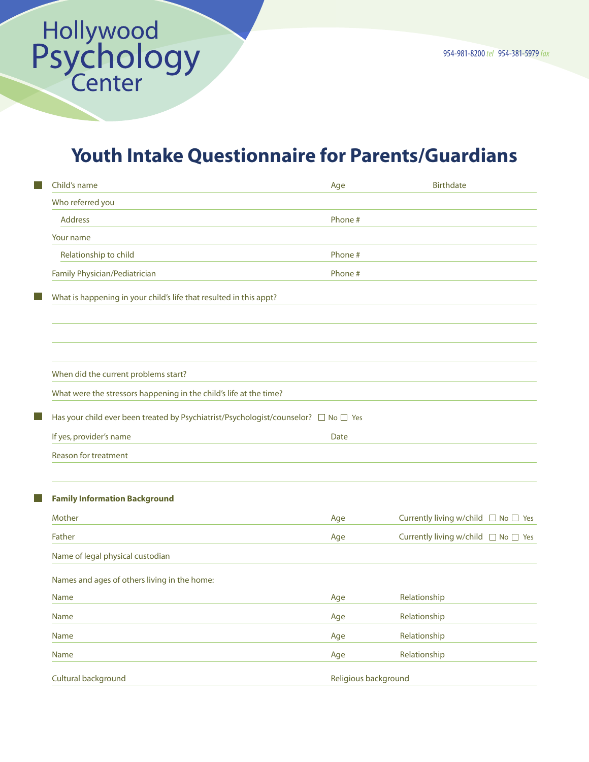Hollywood Psychology Center

954-981-8200 *tel* 954-381-5979 *fax*

# Youth Intake Questionnaire for Parents/Guardians

Child's name ____________________ Age ________ Birthdate ____________________

Who referred you ____________________

Address ____________________ Phone # ____________________

Your name ____________________

Relationship to child ____________________ Phone # ____________________

Family Physician/Pediatrician ____________________ Phone # ____________________

What is happening in your child's life that resulted in this appt? ____________________

____________________

____________________

____________________

When did the current problems start? ____________________

What were the stressors happening in the child's life at the time? ____________________

Has your child ever been treated by Psychiatrist/Psychologist/counselor? ☐ No ☐ Yes

If yes, provider's name ____________________ Date ____________________

Reason for treatment ____________________

____________________

**Family Information Background**

Mother ____________________ Age ________ Currently living w/child ☐ No ☐ Yes

Father ____________________ Age ________ Currently living w/child ☐ No ☐ Yes

Name of legal physical custodian ____________________

Names and ages of others living in the home:

Name ____________________ Age ________ Relationship ____________________

Name ____________________ Age ________ Relationship ____________________

Name ____________________ Age ________ Relationship ____________________

Name ____________________ Age ________ Relationship ____________________

Cultural background ____________________ Religious background ____________________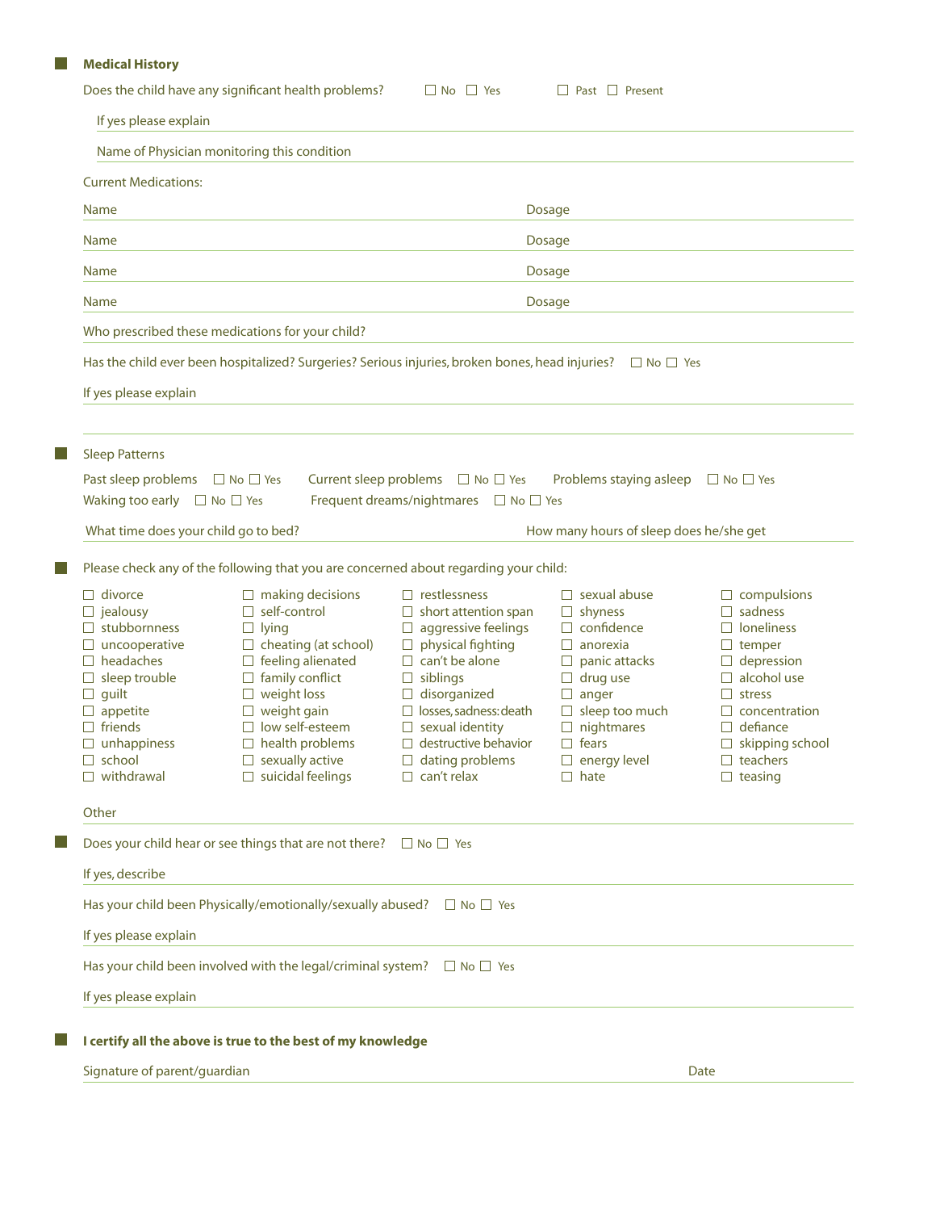## Medical History

Does the child have any significant health problems? ☐ No ☐ Yes ☐ Past ☐ Present

If yes please explain

Name of Physician monitoring this condition

Current Medications:

Name Dosage

Name Dosage

Name Dosage

Name Dosage

Who prescribed these medications for your child?

Has the child ever been hospitalized? Surgeries? Serious injuries, broken bones, head injuries? ☐ No ☐ Yes

If yes please explain

## Sleep Patterns

Past sleep problems ☐ No ☐ Yes Current sleep problems ☐ No ☐ Yes Problems staying asleep ☐ No ☐ Yes

Waking too early ☐ No ☐ Yes Frequent dreams/nightmares ☐ No ☐ Yes

What time does your child go to bed? How many hours of sleep does he/she get

## Please check any of the following that you are concerned about regarding your child:

| | | | | |
|---|---|---|---|---|
| ☐ divorce | ☐ making decisions | ☐ restlessness | ☐ sexual abuse | ☐ compulsions |
| ☐ jealousy | ☐ self-control | ☐ short attention span | ☐ shyness | ☐ sadness |
| ☐ stubbornness | ☐ lying | ☐ aggressive feelings | ☐ confidence | ☐ loneliness |
| ☐ uncooperative | ☐ cheating (at school) | ☐ physical fighting | ☐ anorexia | ☐ temper |
| ☐ headaches | ☐ feeling alienated | ☐ can't be alone | ☐ panic attacks | ☐ depression |
| ☐ sleep trouble | ☐ family conflict | ☐ siblings | ☐ drug use | ☐ alcohol use |
| ☐ guilt | ☐ weight loss | ☐ disorganized | ☐ anger | ☐ stress |
| ☐ appetite | ☐ weight gain | ☐ losses, sadness: death | ☐ sleep too much | ☐ concentration |
| ☐ friends | ☐ low self-esteem | ☐ sexual identity | ☐ nightmares | ☐ defiance |
| ☐ unhappiness | ☐ health problems | ☐ destructive behavior | ☐ fears | ☐ skipping school |
| ☐ school | ☐ sexually active | ☐ dating problems | ☐ energy level | ☐ teachers |
| ☐ withdrawal | ☐ suicidal feelings | ☐ can't relax | ☐ hate | ☐ teasing |

Other

Does your child hear or see things that are not there? ☐ No ☐ Yes

If yes, describe

Has your child been Physically/emotionally/sexually abused? ☐ No ☐ Yes

If yes please explain

Has your child been involved with the legal/criminal system? ☐ No ☐ Yes

If yes please explain

**I certify all the above is true to the best of my knowledge**

Signature of parent/guardian Date